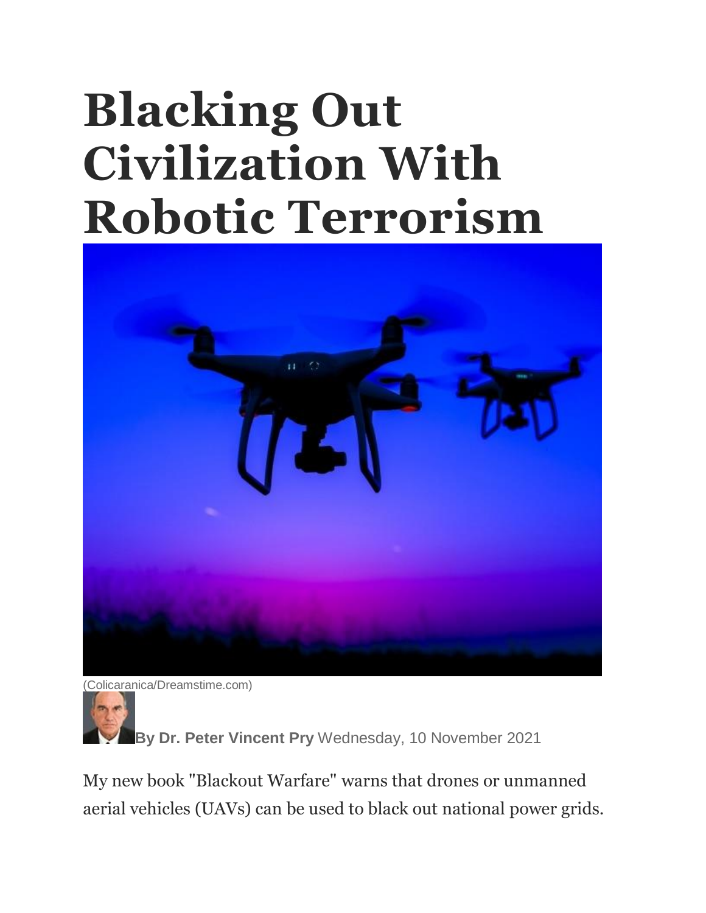# Blacking Out Civilization With Robotic Terrorism

(Colicaranica/Dreamstime.com)

**By Dr. Peter Vincent Pry** Wednesday, 10 November 2021

My new book "Blackout Warfare" warns that drones or unmanned aerial vehicles (UAVs) can be used to black out national power grids.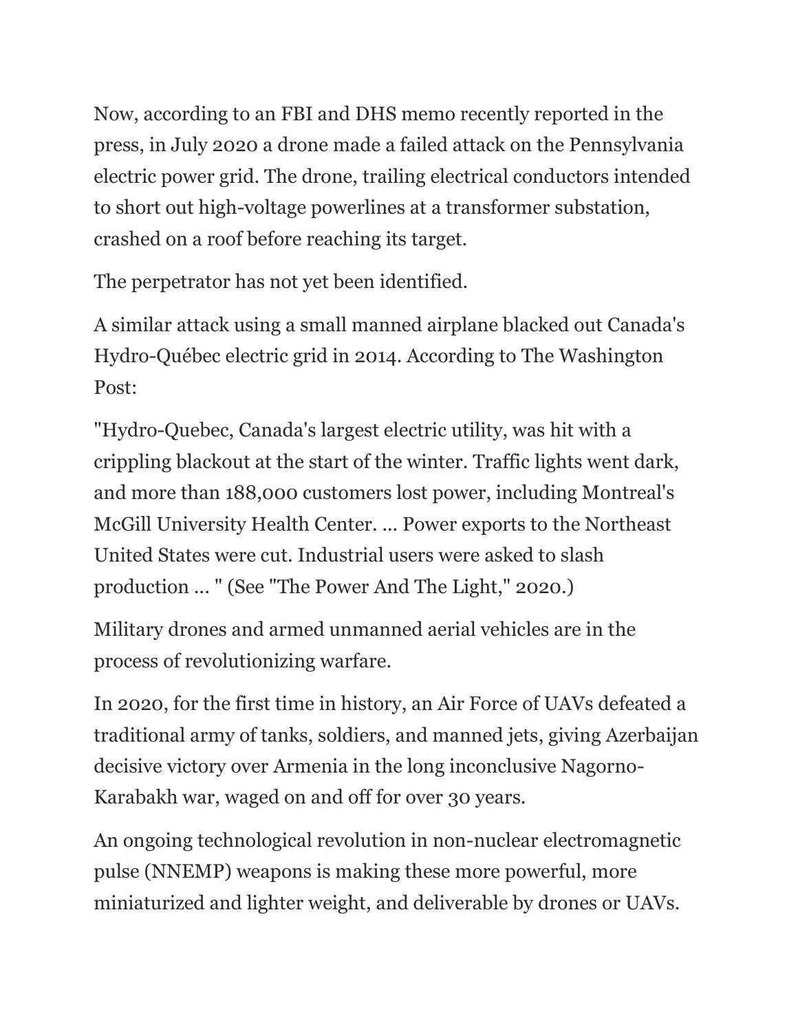Now, according to an FBI and DHS memo recently reported in the press, in July 2020 a drone made a failed attack on the Pennsylvania electric power grid. The drone, trailing electrical conductors intended to short out high-voltage powerlines at a transformer substation, crashed on a roof before reaching its target.

The perpetrator has not yet been identified.

A similar attack using a small manned airplane blacked out Canada's Hydro-Québec electric grid in 2014. According to The Washington Post:

"Hydro-Quebec, Canada's largest electric utility, was hit with a crippling blackout at the start of the winter. Traffic lights went dark, and more than 188,000 customers lost power, including Montreal's McGill University Health Center. ... Power exports to the Northeast United States were cut. Industrial users were asked to slash production ... " (See "The Power And The Light," 2020.)

Military drones and armed unmanned aerial vehicles are in the process of revolutionizing warfare.

In 2020, for the first time in history, an Air Force of UAVs defeated a traditional army of tanks, soldiers, and manned jets, giving Azerbaijan decisive victory over Armenia in the long inconclusive Nagorno-Karabakh war, waged on and off for over 30 years.

An ongoing technological revolution in non-nuclear electromagnetic pulse (NNEMP) weapons is making these more powerful, more miniaturized and lighter weight, and deliverable by drones or UAVs.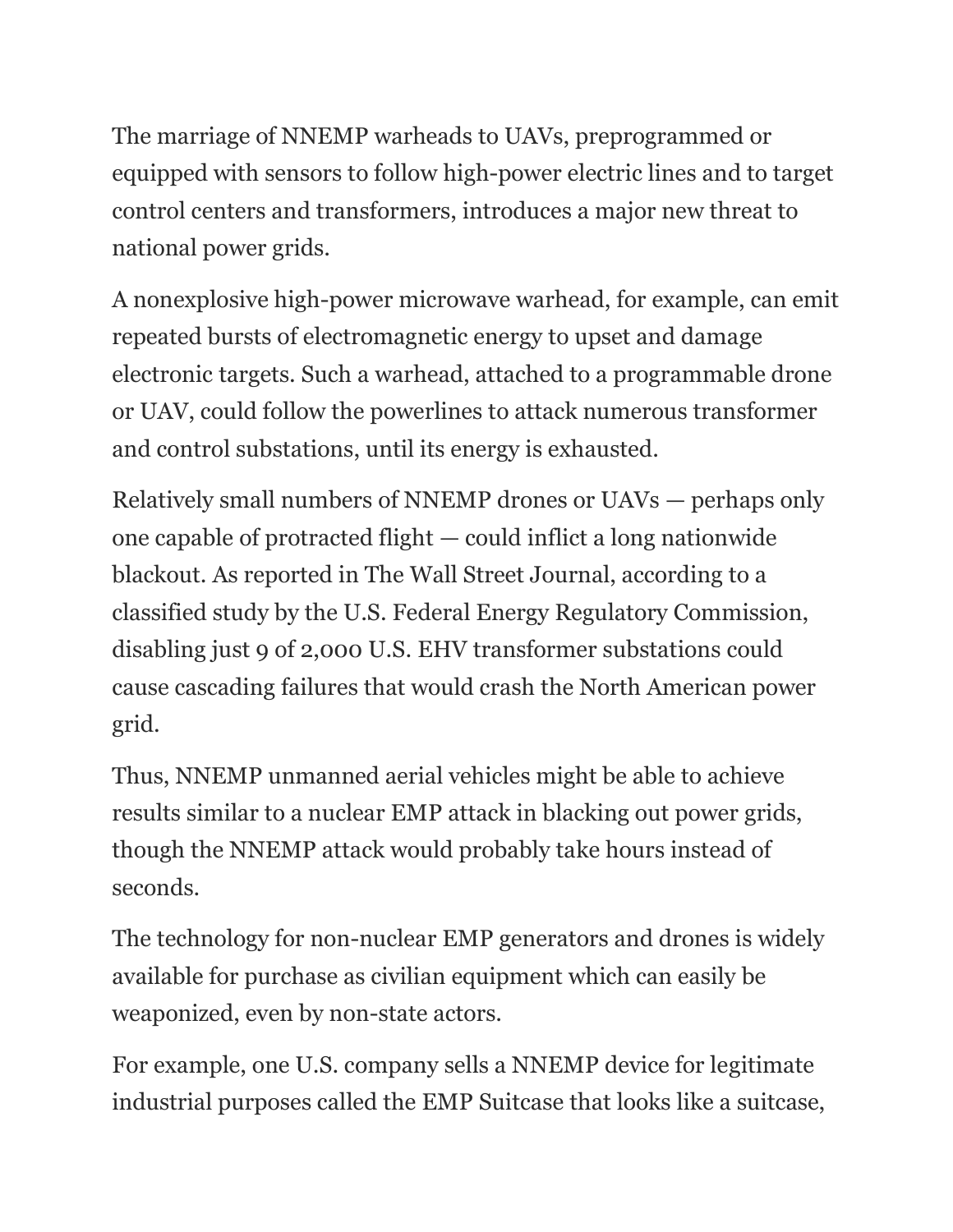The marriage of NNEMP warheads to UAVs, preprogrammed or equipped with sensors to follow high-power electric lines and to target control centers and transformers, introduces a major new threat to national power grids.

A nonexplosive high-power microwave warhead, for example, can emit repeated bursts of electromagnetic energy to upset and damage electronic targets. Such a warhead, attached to a programmable drone or UAV, could follow the powerlines to attack numerous transformer and control substations, until its energy is exhausted.

Relatively small numbers of NNEMP drones or UAVs — perhaps only one capable of protracted flight — could inflict a long nationwide blackout. As reported in The Wall Street Journal, according to a classified study by the U.S. Federal Energy Regulatory Commission, disabling just 9 of 2,000 U.S. EHV transformer substations could cause cascading failures that would crash the North American power grid.

Thus, NNEMP unmanned aerial vehicles might be able to achieve results similar to a nuclear EMP attack in blacking out power grids, though the NNEMP attack would probably take hours instead of seconds.

The technology for non-nuclear EMP generators and drones is widely available for purchase as civilian equipment which can easily be weaponized, even by non-state actors.

For example, one U.S. company sells a NNEMP device for legitimate industrial purposes called the EMP Suitcase that looks like a suitcase,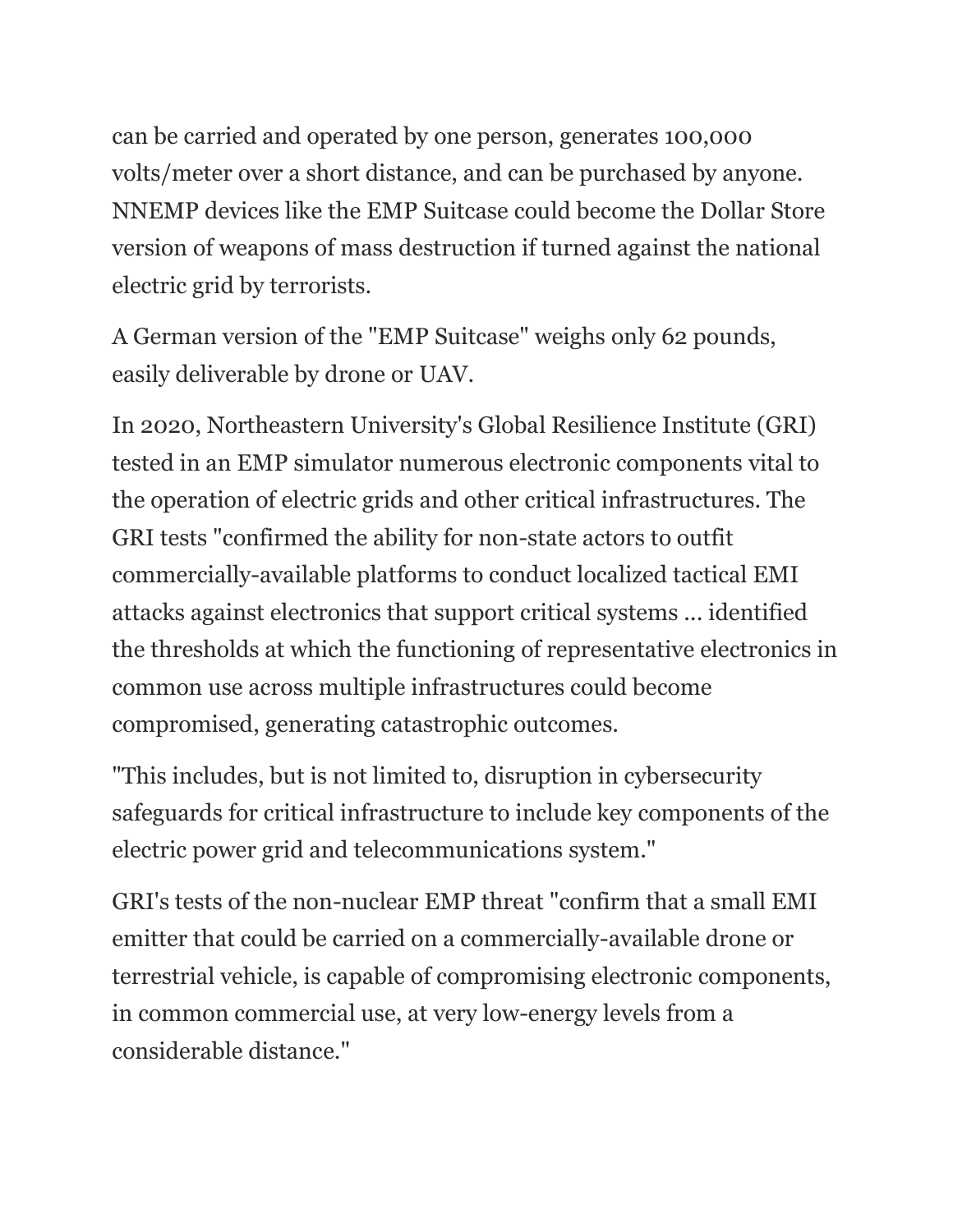can be carried and operated by one person, generates 100,000 volts/meter over a short distance, and can be purchased by anyone. NNEMP devices like the EMP Suitcase could become the Dollar Store version of weapons of mass destruction if turned against the national electric grid by terrorists.

A German version of the "EMP Suitcase" weighs only 62 pounds, easily deliverable by drone or UAV.

In 2020, Northeastern University's Global Resilience Institute (GRI) tested in an EMP simulator numerous electronic components vital to the operation of electric grids and other critical infrastructures. The GRI tests "confirmed the ability for non-state actors to outfit commercially-available platforms to conduct localized tactical EMI attacks against electronics that support critical systems ... identified the thresholds at which the functioning of representative electronics in common use across multiple infrastructures could become compromised, generating catastrophic outcomes.

"This includes, but is not limited to, disruption in cybersecurity safeguards for critical infrastructure to include key components of the electric power grid and telecommunications system."

GRI's tests of the non-nuclear EMP threat "confirm that a small EMI emitter that could be carried on a commercially-available drone or terrestrial vehicle, is capable of compromising electronic components, in common commercial use, at very low-energy levels from a considerable distance."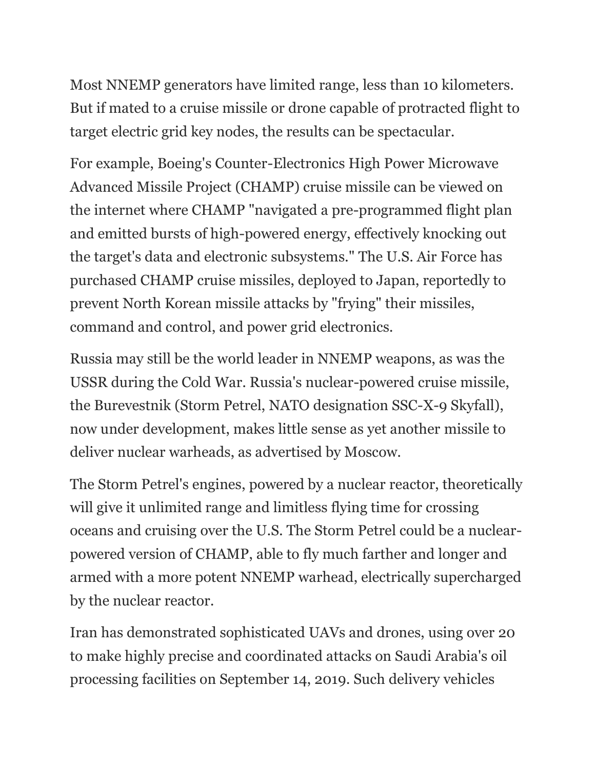Most NNEMP generators have limited range, less than 10 kilometers. But if mated to a cruise missile or drone capable of protracted flight to target electric grid key nodes, the results can be spectacular.

For example, Boeing's Counter-Electronics High Power Microwave Advanced Missile Project (CHAMP) cruise missile can be viewed on the internet where CHAMP "navigated a pre-programmed flight plan and emitted bursts of high-powered energy, effectively knocking out the target's data and electronic subsystems." The U.S. Air Force has purchased CHAMP cruise missiles, deployed to Japan, reportedly to prevent North Korean missile attacks by "frying" their missiles, command and control, and power grid electronics.

Russia may still be the world leader in NNEMP weapons, as was the USSR during the Cold War. Russia's nuclear-powered cruise missile, the Burevestnik (Storm Petrel, NATO designation SSC-X-9 Skyfall), now under development, makes little sense as yet another missile to deliver nuclear warheads, as advertised by Moscow.

The Storm Petrel's engines, powered by a nuclear reactor, theoretically will give it unlimited range and limitless flying time for crossing oceans and cruising over the U.S. The Storm Petrel could be a nuclear-powered version of CHAMP, able to fly much farther and longer and armed with a more potent NNEMP warhead, electrically supercharged by the nuclear reactor.

Iran has demonstrated sophisticated UAVs and drones, using over 20 to make highly precise and coordinated attacks on Saudi Arabia's oil processing facilities on September 14, 2019. Such delivery vehicles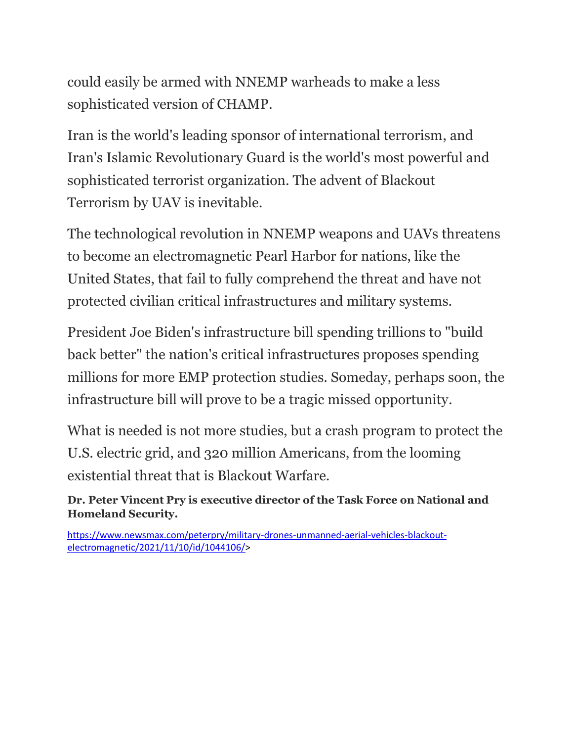could easily be armed with NNEMP warheads to make a less sophisticated version of CHAMP.

Iran is the world's leading sponsor of international terrorism, and Iran's Islamic Revolutionary Guard is the world's most powerful and sophisticated terrorist organization. The advent of Blackout Terrorism by UAV is inevitable.

The technological revolution in NNEMP weapons and UAVs threatens to become an electromagnetic Pearl Harbor for nations, like the United States, that fail to fully comprehend the threat and have not protected civilian critical infrastructures and military systems.

President Joe Biden's infrastructure bill spending trillions to "build back better" the nation's critical infrastructures proposes spending millions for more EMP protection studies. Someday, perhaps soon, the infrastructure bill will prove to be a tragic missed opportunity.

What is needed is not more studies, but a crash program to protect the U.S. electric grid, and 320 million Americans, from the looming existential threat that is Blackout Warfare.

**Dr. Peter Vincent Pry is executive director of the Task Force on National and Homeland Security.**

https://www.newsmax.com/peterpry/military-drones-unmanned-aerial-vehicles-blackout-electromagnetic/2021/11/10/id/1044106/>